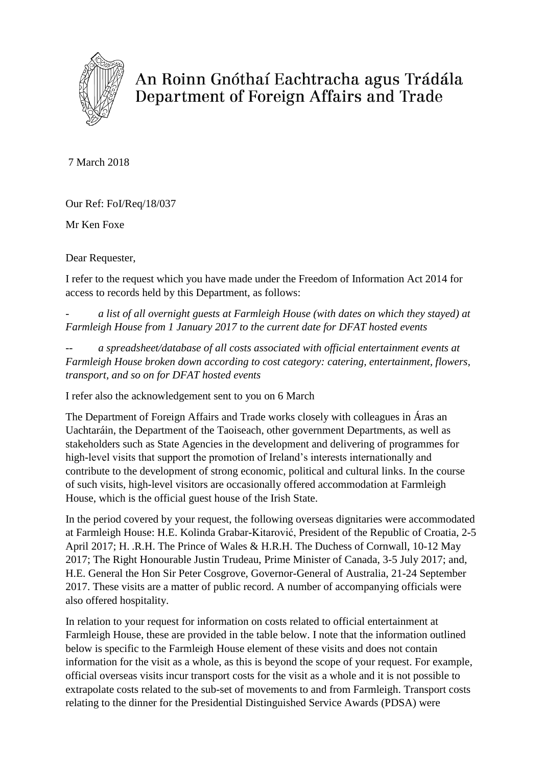An Roinn Gnóthaí Eachtracha agus Trádála
Department of Foreign Affairs and Trade

7 March 2018

Our Ref: FoI/Req/18/037

Mr Ken Foxe

Dear Requester,

I refer to the request which you have made under the Freedom of Information Act 2014 for access to records held by this Department, as follows:

- *a list of all overnight guests at Farmleigh House (with dates on which they stayed) at Farmleigh House from 1 January 2017 to the current date for DFAT hosted events*

-- *a spreadsheet/database of all costs associated with official entertainment events at Farmleigh House broken down according to cost category: catering, entertainment, flowers, transport, and so on for DFAT hosted events*

I refer also the acknowledgement sent to you on 6 March

The Department of Foreign Affairs and Trade works closely with colleagues in Áras an Uachtaráin, the Department of the Taoiseach, other government Departments, as well as stakeholders such as State Agencies in the development and delivering of programmes for high-level visits that support the promotion of Ireland's interests internationally and contribute to the development of strong economic, political and cultural links. In the course of such visits, high-level visitors are occasionally offered accommodation at Farmleigh House, which is the official guest house of the Irish State.

In the period covered by your request, the following overseas dignitaries were accommodated at Farmleigh House: H.E. Kolinda Grabar-Kitarović, President of the Republic of Croatia, 2-5 April 2017; H. .R.H. The Prince of Wales & H.R.H. The Duchess of Cornwall, 10-12 May 2017; The Right Honourable Justin Trudeau, Prime Minister of Canada, 3-5 July 2017; and, H.E. General the Hon Sir Peter Cosgrove, Governor-General of Australia, 21-24 September 2017. These visits are a matter of public record. A number of accompanying officials were also offered hospitality.

In relation to your request for information on costs related to official entertainment at Farmleigh House, these are provided in the table below. I note that the information outlined below is specific to the Farmleigh House element of these visits and does not contain information for the visit as a whole, as this is beyond the scope of your request. For example, official overseas visits incur transport costs for the visit as a whole and it is not possible to extrapolate costs related to the sub-set of movements to and from Farmleigh. Transport costs relating to the dinner for the Presidential Distinguished Service Awards (PDSA) were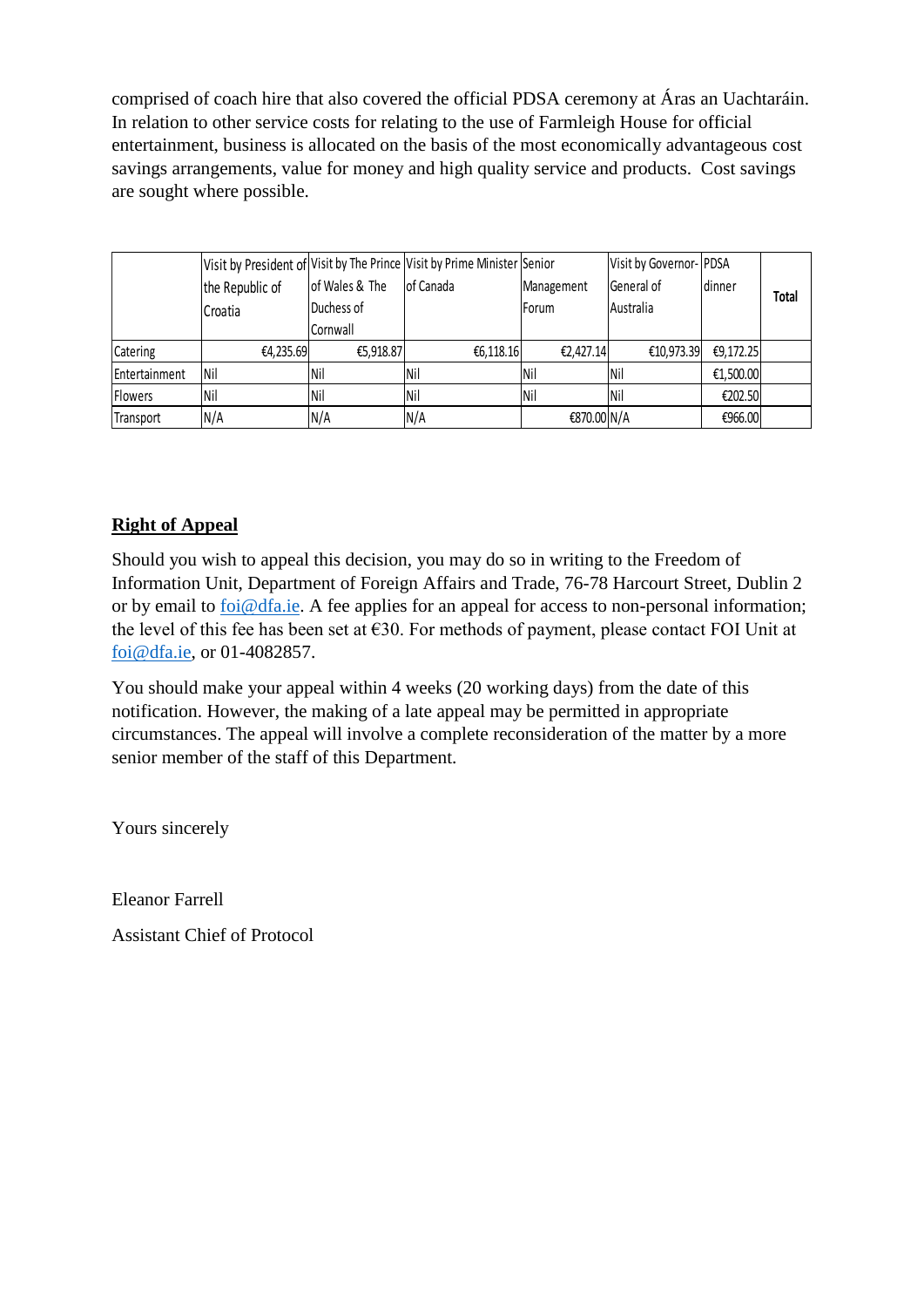comprised of coach hire that also covered the official PDSA ceremony at Áras an Uachtaráin. In relation to other service costs for relating to the use of Farmleigh House for official entertainment, business is allocated on the basis of the most economically advantageous cost savings arrangements, value for money and high quality service and products. Cost savings are sought where possible.

| | Visit by President of the Republic of Croatia | Visit by The Prince of Wales & The Duchess of Cornwall | Visit by Prime Minister of Canada | Senior Management Forum | Visit by Governor-General of Australia | PDSA dinner | **Total** |
|---|---|---|---|---|---|---|---|
| Catering | €4,235.69 | €5,918.87 | €6,118.16 | €2,427.14 | €10,973.39 | €9,172.25 | |
| Entertainment | Nil | Nil | Nil | Nil | Nil | €1,500.00 | |
| Flowers | Nil | Nil | Nil | Nil | Nil | €202.50 | |
| Transport | N/A | N/A | N/A | €870.00 | N/A | €966.00 | |

## Right of Appeal

Should you wish to appeal this decision, you may do so in writing to the Freedom of Information Unit, Department of Foreign Affairs and Trade, 76-78 Harcourt Street, Dublin 2 or by email to foi@dfa.ie. A fee applies for an appeal for access to non-personal information; the level of this fee has been set at €30. For methods of payment, please contact FOI Unit at foi@dfa.ie, or 01-4082857.

You should make your appeal within 4 weeks (20 working days) from the date of this notification. However, the making of a late appeal may be permitted in appropriate circumstances. The appeal will involve a complete reconsideration of the matter by a more senior member of the staff of this Department.

Yours sincerely

Eleanor Farrell

Assistant Chief of Protocol